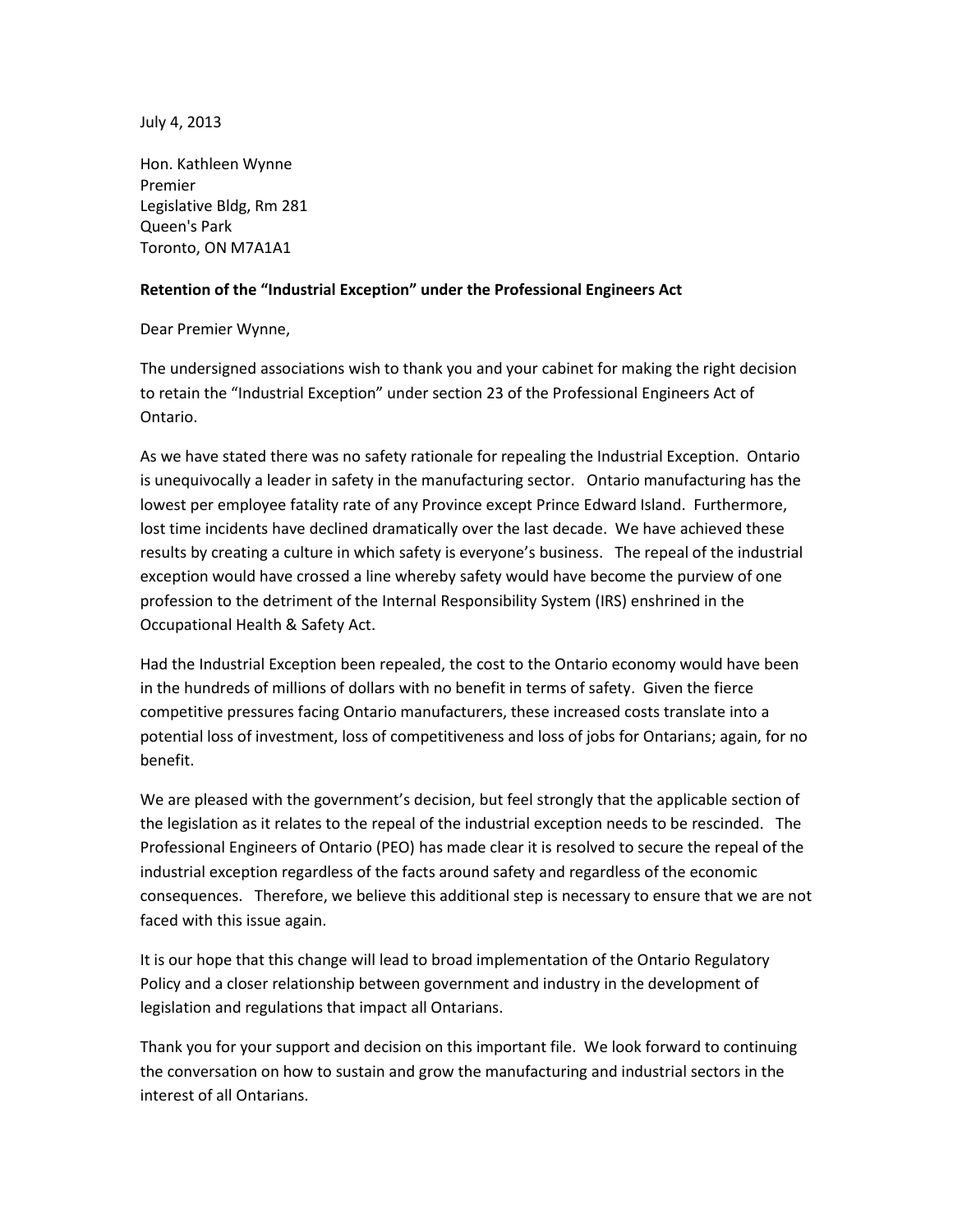July 4, 2013

Hon. Kathleen Wynne  
Premier  
Legislative Bldg, Rm 281  
Queen's Park  
Toronto, ON M7A1A1

**Retention of the "Industrial Exception" under the Professional Engineers Act**

Dear Premier Wynne,

The undersigned associations wish to thank you and your cabinet for making the right decision to retain the "Industrial Exception" under section 23 of the Professional Engineers Act of Ontario.

As we have stated there was no safety rationale for repealing the Industrial Exception. Ontario is unequivocally a leader in safety in the manufacturing sector. Ontario manufacturing has the lowest per employee fatality rate of any Province except Prince Edward Island. Furthermore, lost time incidents have declined dramatically over the last decade. We have achieved these results by creating a culture in which safety is everyone's business. The repeal of the industrial exception would have crossed a line whereby safety would have become the purview of one profession to the detriment of the Internal Responsibility System (IRS) enshrined in the Occupational Health & Safety Act.

Had the Industrial Exception been repealed, the cost to the Ontario economy would have been in the hundreds of millions of dollars with no benefit in terms of safety. Given the fierce competitive pressures facing Ontario manufacturers, these increased costs translate into a potential loss of investment, loss of competitiveness and loss of jobs for Ontarians; again, for no benefit.

We are pleased with the government's decision, but feel strongly that the applicable section of the legislation as it relates to the repeal of the industrial exception needs to be rescinded. The Professional Engineers of Ontario (PEO) has made clear it is resolved to secure the repeal of the industrial exception regardless of the facts around safety and regardless of the economic consequences. Therefore, we believe this additional step is necessary to ensure that we are not faced with this issue again.

It is our hope that this change will lead to broad implementation of the Ontario Regulatory Policy and a closer relationship between government and industry in the development of legislation and regulations that impact all Ontarians.

Thank you for your support and decision on this important file. We look forward to continuing the conversation on how to sustain and grow the manufacturing and industrial sectors in the interest of all Ontarians.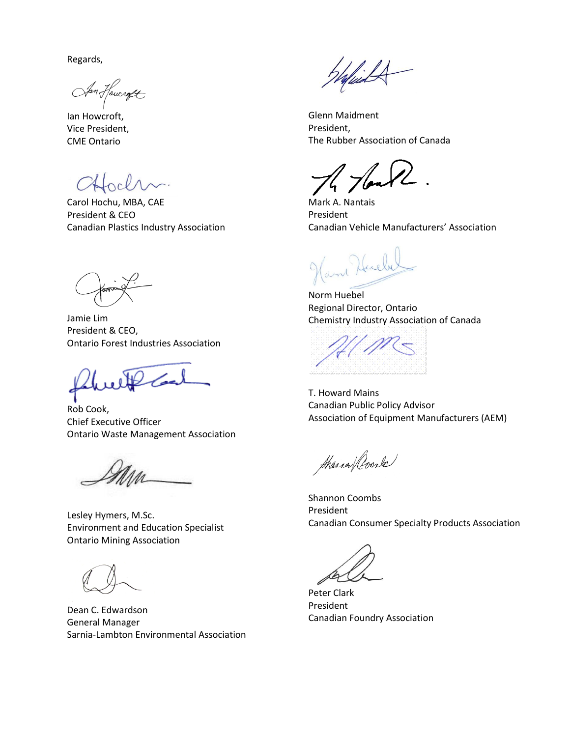Regards,

Ian Howcroft,
Vice President,
CME Ontario

Carol Hochu, MBA, CAE
President & CEO
Canadian Plastics Industry Association

Jamie Lim
President & CEO,
Ontario Forest Industries Association

Rob Cook,
Chief Executive Officer
Ontario Waste Management Association

Lesley Hymers, M.Sc.
Environment and Education Specialist
Ontario Mining Association

Dean C. Edwardson
General Manager
Sarnia-Lambton Environmental Association

Glenn Maidment
President,
The Rubber Association of Canada

Mark A. Nantais
President
Canadian Vehicle Manufacturers' Association

Norm Huebel
Regional Director, Ontario
Chemistry Industry Association of Canada

T. Howard Mains
Canadian Public Policy Advisor
Association of Equipment Manufacturers (AEM)

Shannon Coombs
President
Canadian Consumer Specialty Products Association

Peter Clark
President
Canadian Foundry Association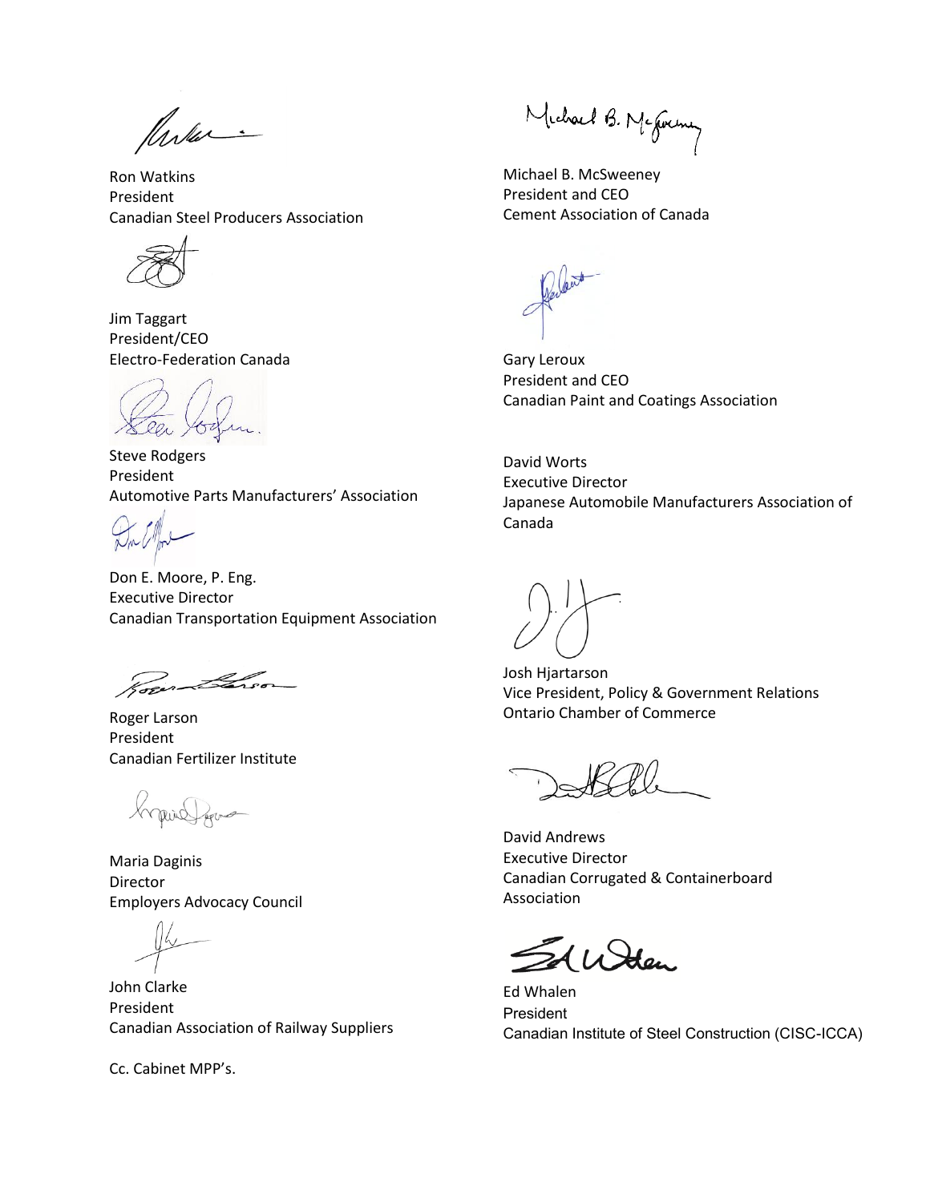Ron Watkins
President
Canadian Steel Producers Association

Jim Taggart
President/CEO
Electro-Federation Canada

Steve Rodgers
President
Automotive Parts Manufacturers' Association

Don E. Moore, P. Eng.
Executive Director
Canadian Transportation Equipment Association

Roger Larson
President
Canadian Fertilizer Institute

Maria Daginis
Director
Employers Advocacy Council

John Clarke
President
Canadian Association of Railway Suppliers

Michael B. McSweeney
President and CEO
Cement Association of Canada

Gary Leroux
President and CEO
Canadian Paint and Coatings Association

David Worts
Executive Director
Japanese Automobile Manufacturers Association of Canada

Josh Hjartarson
Vice President, Policy & Government Relations
Ontario Chamber of Commerce

David Andrews
Executive Director
Canadian Corrugated & Containerboard Association

Ed Whalen
President
Canadian Institute of Steel Construction (CISC-ICCA)

Cc. Cabinet MPP's.